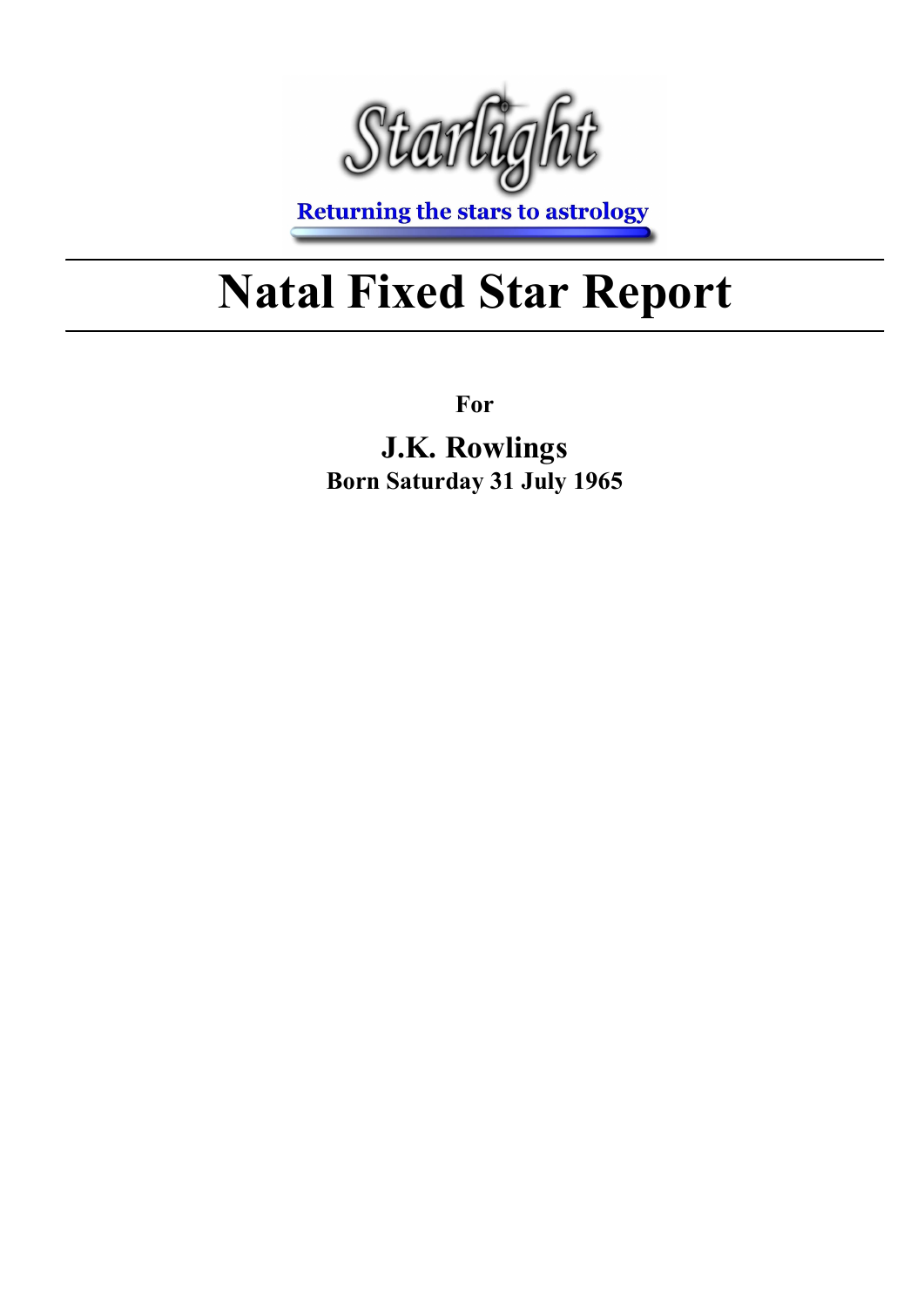Starlight

Returning the stars to astrology

# Natal Fixed Star Report

**For**

## J.K. Rowlings

**Born Saturday 31 July 1965**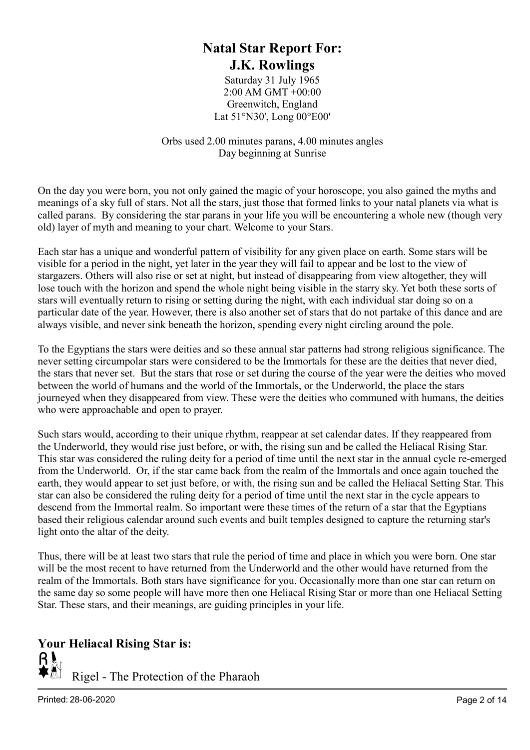# Natal Star Report For:
# J.K. Rowlings

Saturday 31 July 1965
2:00 AM GMT +00:00
Greenwich, England
Lat 51°N30', Long 00°E00'

Orbs used 2.00 minutes parans, 4.00 minutes angles
Day beginning at Sunrise

On the day you were born, you not only gained the magic of your horoscope, you also gained the myths and meanings of a sky full of stars. Not all the stars, just those that formed links to your natal planets via what is called parans. By considering the star parans in your life you will be encountering a whole new (though very old) layer of myth and meaning to your chart. Welcome to your Stars.

Each star has a unique and wonderful pattern of visibility for any given place on earth. Some stars will be visible for a period in the night, yet later in the year they will fail to appear and be lost to the view of stargazers. Others will also rise or set at night, but instead of disappearing from view altogether, they will lose touch with the horizon and spend the whole night being visible in the starry sky. Yet both these sorts of stars will eventually return to rising or setting during the night, with each individual star doing so on a particular date of the year. However, there is also another set of stars that do not partake of this dance and are always visible, and never sink beneath the horizon, spending every night circling around the pole.

To the Egyptians the stars were deities and so these annual star patterns had strong religious significance. The never setting circumpolar stars were considered to be the Immortals for these are the deities that never died, the stars that never set. But the stars that rose or set during the course of the year were the deities who moved between the world of humans and the world of the Immortals, or the Underworld, the place the stars journeyed when they disappeared from view. These were the deities who communed with humans, the deities who were approachable and open to prayer.

Such stars would, according to their unique rhythm, reappear at set calendar dates. If they reappeared from the Underworld, they would rise just before, or with, the rising sun and be called the Heliacal Rising Star. This star was considered the ruling deity for a period of time until the next star in the annual cycle re-emerged from the Underworld. Or, if the star came back from the realm of the Immortals and once again touched the earth, they would appear to set just before, or with, the rising sun and be called the Heliacal Setting Star. This star can also be considered the ruling deity for a period of time until the next star in the cycle appears to descend from the Immortal realm. So important were these times of the return of a star that the Egyptians based their religious calendar around such events and built temples designed to capture the returning star's light onto the altar of the deity.

Thus, there will be at least two stars that rule the period of time and place in which you were born. One star will be the most recent to have returned from the Underworld and the other would have returned from the realm of the Immortals. Both stars have significance for you. Occasionally more than one star can return on the same day so some people will have more then one Heliacal Rising Star or more than one Heliacal Setting Star. These stars, and their meanings, are guiding principles in your life.

## Your Heliacal Rising Star is:

Rigel - The Protection of the Pharaoh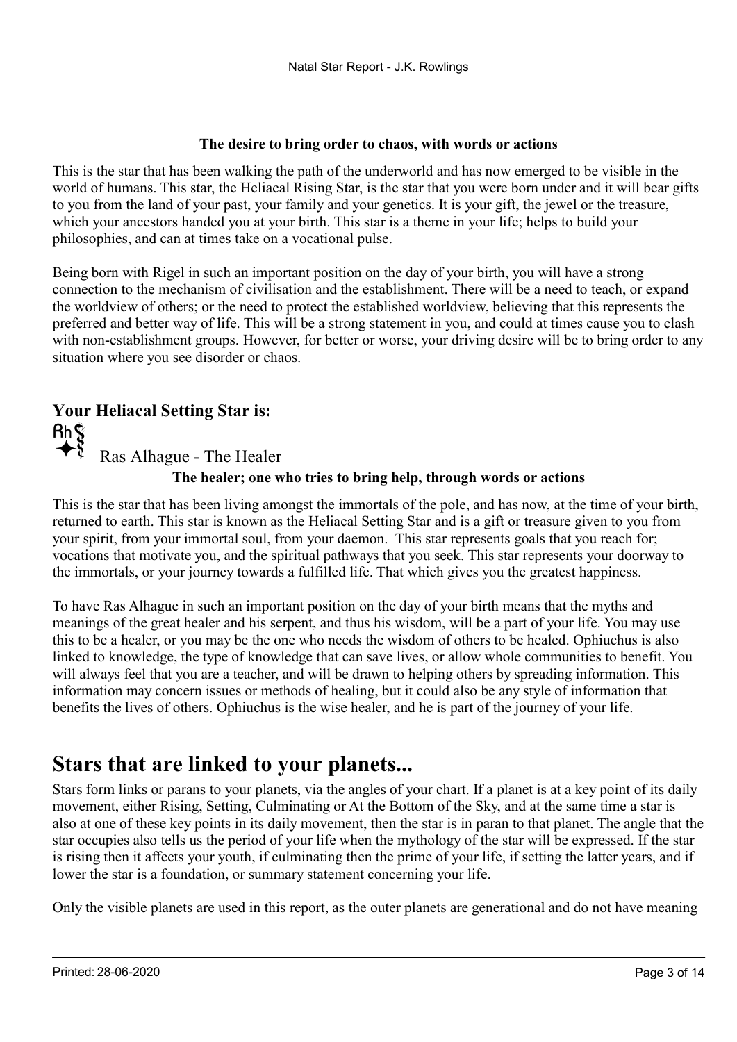**The desire to bring order to chaos, with words or actions**

This is the star that has been walking the path of the underworld and has now emerged to be visible in the world of humans. This star, the Heliacal Rising Star, is the star that you were born under and it will bear gifts to you from the land of your past, your family and your genetics. It is your gift, the jewel or the treasure, which your ancestors handed you at your birth. This star is a theme in your life; helps to build your philosophies, and can at times take on a vocational pulse.

Being born with Rigel in such an important position on the day of your birth, you will have a strong connection to the mechanism of civilisation and the establishment. There will be a need to teach, or expand the worldview of others; or the need to protect the established worldview, believing that this represents the preferred and better way of life. This will be a strong statement in you, and could at times cause you to clash with non-establishment groups. However, for better or worse, your driving desire will be to bring order to any situation where you see disorder or chaos.

### Your Heliacal Setting Star is:

Ras Alhague - The Healer

**The healer; one who tries to bring help, through words or actions**

This is the star that has been living amongst the immortals of the pole, and has now, at the time of your birth, returned to earth. This star is known as the Heliacal Setting Star and is a gift or treasure given to you from your spirit, from your immortal soul, from your daemon. This star represents goals that you reach for; vocations that motivate you, and the spiritual pathways that you seek. This star represents your doorway to the immortals, or your journey towards a fulfilled life. That which gives you the greatest happiness.

To have Ras Alhague in such an important position on the day of your birth means that the myths and meanings of the great healer and his serpent, and thus his wisdom, will be a part of your life. You may use this to be a healer, or you may be the one who needs the wisdom of others to be healed. Ophiuchus is also linked to knowledge, the type of knowledge that can save lives, or allow whole communities to benefit. You will always feel that you are a teacher, and will be drawn to helping others by spreading information. This information may concern issues or methods of healing, but it could also be any style of information that benefits the lives of others. Ophiuchus is the wise healer, and he is part of the journey of your life.

## Stars that are linked to your planets...

Stars form links or parans to your planets, via the angles of your chart. If a planet is at a key point of its daily movement, either Rising, Setting, Culminating or At the Bottom of the Sky, and at the same time a star is also at one of these key points in its daily movement, then the star is in paran to that planet. The angle that the star occupies also tells us the period of your life when the mythology of the star will be expressed. If the star is rising then it affects your youth, if culminating then the prime of your life, if setting the latter years, and if lower the star is a foundation, or summary statement concerning your life.

Only the visible planets are used in this report, as the outer planets are generational and do not have meaning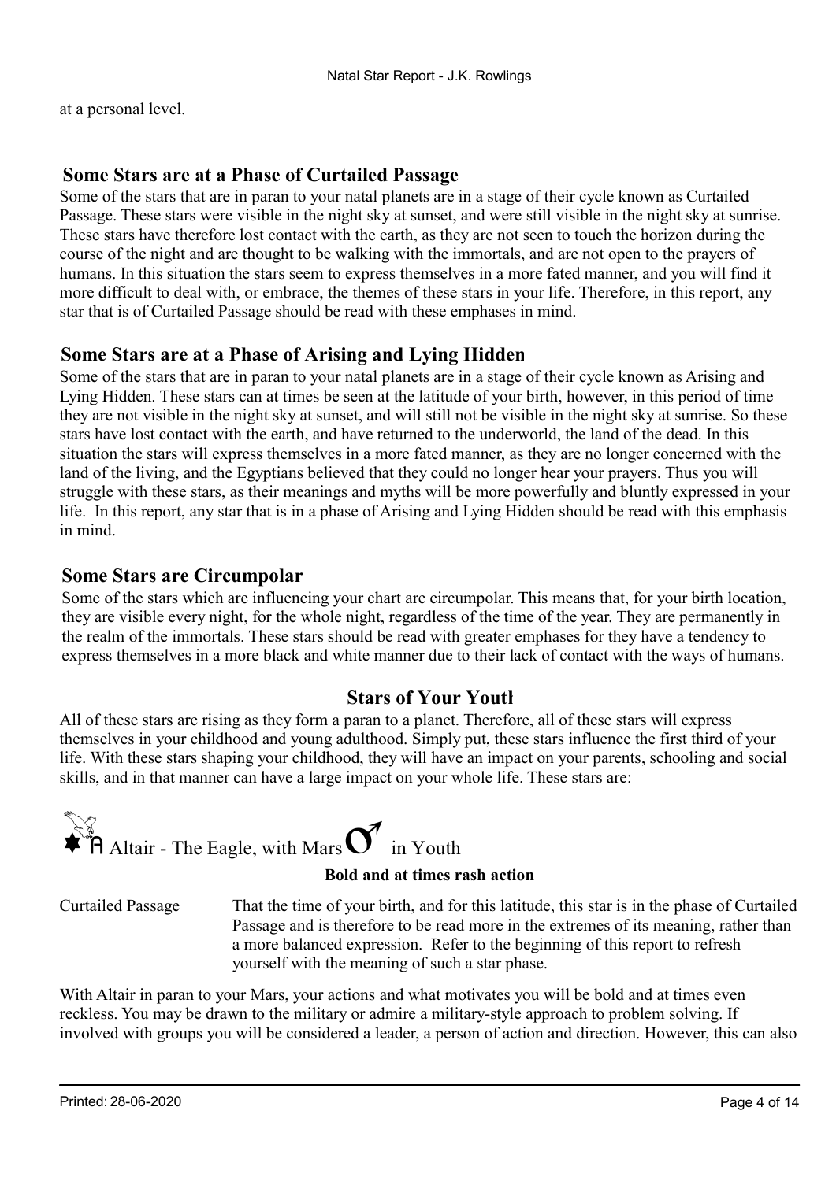at a personal level.

## Some Stars are at a Phase of Curtailed Passage

Some of the stars that are in paran to your natal planets are in a stage of their cycle known as Curtailed Passage. These stars were visible in the night sky at sunset, and were still visible in the night sky at sunrise. These stars have therefore lost contact with the earth, as they are not seen to touch the horizon during the course of the night and are thought to be walking with the immortals, and are not open to the prayers of humans. In this situation the stars seem to express themselves in a more fated manner, and you will find it more difficult to deal with, or embrace, the themes of these stars in your life. Therefore, in this report, any star that is of Curtailed Passage should be read with these emphases in mind.

## Some Stars are at a Phase of Arising and Lying Hidden

Some of the stars that are in paran to your natal planets are in a stage of their cycle known as Arising and Lying Hidden. These stars can at times be seen at the latitude of your birth, however, in this period of time they are not visible in the night sky at sunset, and will still not be visible in the night sky at sunrise. So these stars have lost contact with the earth, and have returned to the underworld, the land of the dead. In this situation the stars will express themselves in a more fated manner, as they are no longer concerned with the land of the living, and the Egyptians believed that they could no longer hear your prayers. Thus you will struggle with these stars, as their meanings and myths will be more powerfully and bluntly expressed in your life. In this report, any star that is in a phase of Arising and Lying Hidden should be read with this emphasis in mind.

## Some Stars are Circumpolar

Some of the stars which are influencing your chart are circumpolar. This means that, for your birth location, they are visible every night, for the whole night, regardless of the time of the year. They are permanently in the realm of the immortals. These stars should be read with greater emphases for they have a tendency to express themselves in a more black and white manner due to their lack of contact with the ways of humans.

## Stars of Your Youth

All of these stars are rising as they form a paran to a planet. Therefore, all of these stars will express themselves in your childhood and young adulthood. Simply put, these stars influence the first third of your life. With these stars shaping your childhood, they will have an impact on your parents, schooling and social skills, and in that manner can have a large impact on your whole life. These stars are:

### ✵ A Altair - The Eagle, with Mars ♂ in Youth

**Bold and at times rash action**

Curtailed Passage — That the time of your birth, and for this latitude, this star is in the phase of Curtailed Passage and is therefore to be read more in the extremes of its meaning, rather than a more balanced expression. Refer to the beginning of this report to refresh yourself with the meaning of such a star phase.

With Altair in paran to your Mars, your actions and what motivates you will be bold and at times even reckless. You may be drawn to the military or admire a military-style approach to problem solving. If involved with groups you will be considered a leader, a person of action and direction. However, this can also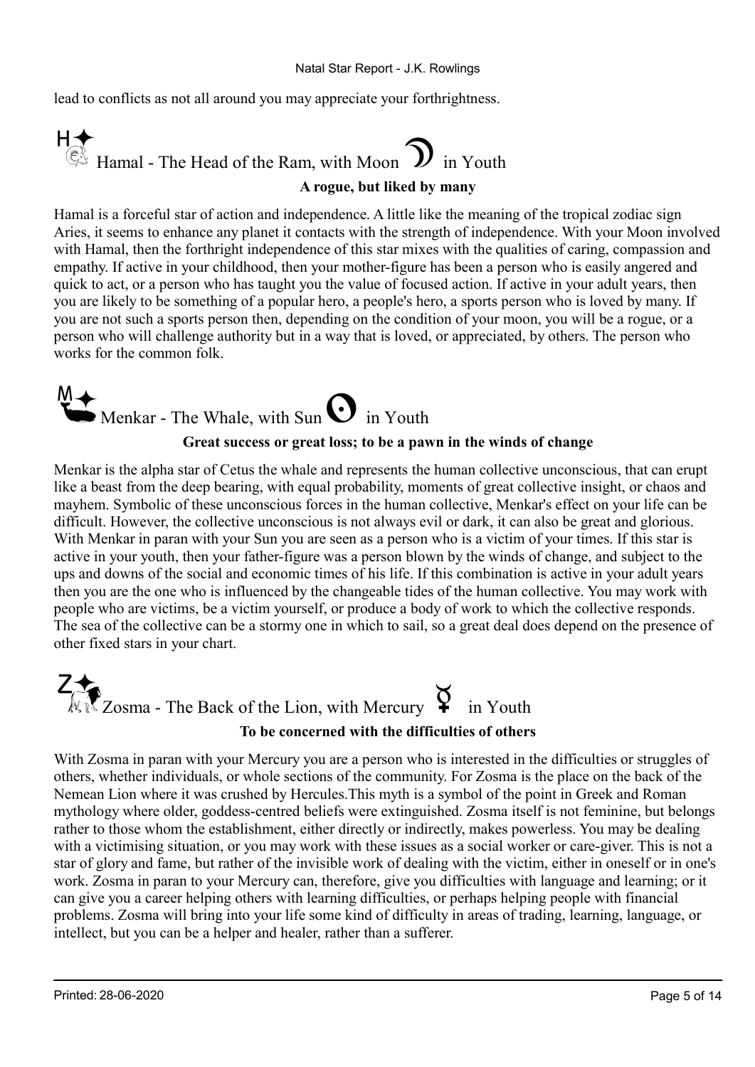lead to conflicts as not all around you may appreciate your forthrightness.

## Hamal - The Head of the Ram, with Moon ☽ in Youth

**A rogue, but liked by many**

Hamal is a forceful star of action and independence. A little like the meaning of the tropical zodiac sign Aries, it seems to enhance any planet it contacts with the strength of independence. With your Moon involved with Hamal, then the forthright independence of this star mixes with the qualities of caring, compassion and empathy. If active in your childhood, then your mother-figure has been a person who is easily angered and quick to act, or a person who has taught you the value of focused action. If active in your adult years, then you are likely to be something of a popular hero, a people's hero, a sports person who is loved by many. If you are not such a sports person then, depending on the condition of your moon, you will be a rogue, or a person who will challenge authority but in a way that is loved, or appreciated, by others. The person who works for the common folk.

## Menkar - The Whale, with Sun ☉ in Youth

**Great success or great loss; to be a pawn in the winds of change**

Menkar is the alpha star of Cetus the whale and represents the human collective unconscious, that can erupt like a beast from the deep bearing, with equal probability, moments of great collective insight, or chaos and mayhem. Symbolic of these unconscious forces in the human collective, Menkar's effect on your life can be difficult. However, the collective unconscious is not always evil or dark, it can also be great and glorious. With Menkar in paran with your Sun you are seen as a person who is a victim of your times. If this star is active in your youth, then your father-figure was a person blown by the winds of change, and subject to the ups and downs of the social and economic times of his life. If this combination is active in your adult years then you are the one who is influenced by the changeable tides of the human collective. You may work with people who are victims, be a victim yourself, or produce a body of work to which the collective responds. The sea of the collective can be a stormy one in which to sail, so a great deal does depend on the presence of other fixed stars in your chart.

## Zosma - The Back of the Lion, with Mercury ☿ in Youth

**To be concerned with the difficulties of others**

With Zosma in paran with your Mercury you are a person who is interested in the difficulties or struggles of others, whether individuals, or whole sections of the community. For Zosma is the place on the back of the Nemean Lion where it was crushed by Hercules.This myth is a symbol of the point in Greek and Roman mythology where older, goddess-centred beliefs were extinguished. Zosma itself is not feminine, but belongs rather to those whom the establishment, either directly or indirectly, makes powerless. You may be dealing with a victimising situation, or you may work with these issues as a social worker or care-giver. This is not a star of glory and fame, but rather of the invisible work of dealing with the victim, either in oneself or in one's work. Zosma in paran to your Mercury can, therefore, give you difficulties with language and learning; or it can give you a career helping others with learning difficulties, or perhaps helping people with financial problems. Zosma will bring into your life some kind of difficulty in areas of trading, learning, language, or intellect, but you can be a helper and healer, rather than a sufferer.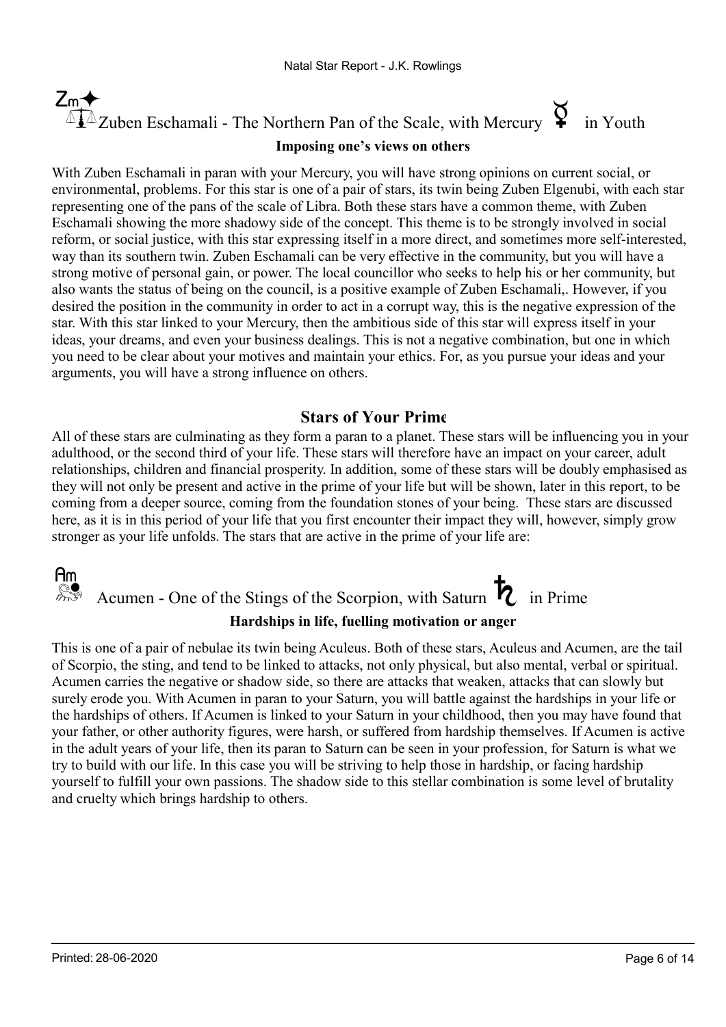### Zuben Eschamali - The Northern Pan of the Scale, with Mercury ☿ in Youth

**Imposing one's views on others**

With Zuben Eschamali in paran with your Mercury, you will have strong opinions on current social, or environmental, problems. For this star is one of a pair of stars, its twin being Zuben Elgenubi, with each star representing one of the pans of the scale of Libra. Both these stars have a common theme, with Zuben Eschamali showing the more shadowy side of the concept. This theme is to be strongly involved in social reform, or social justice, with this star expressing itself in a more direct, and sometimes more self-interested, way than its southern twin. Zuben Eschamali can be very effective in the community, but you will have a strong motive of personal gain, or power. The local councillor who seeks to help his or her community, but also wants the status of being on the council, is a positive example of Zuben Eschamali,. However, if you desired the position in the community in order to act in a corrupt way, this is the negative expression of the star. With this star linked to your Mercury, then the ambitious side of this star will express itself in your ideas, your dreams, and even your business dealings. This is not a negative combination, but one in which you need to be clear about your motives and maintain your ethics. For, as you pursue your ideas and your arguments, you will have a strong influence on others.

## Stars of Your Prime

All of these stars are culminating as they form a paran to a planet. These stars will be influencing you in your adulthood, or the second third of your life. These stars will therefore have an impact on your career, adult relationships, children and financial prosperity. In addition, some of these stars will be doubly emphasised as they will not only be present and active in the prime of your life but will be shown, later in this report, to be coming from a deeper source, coming from the foundation stones of your being. These stars are discussed here, as it is in this period of your life that you first encounter their impact they will, however, simply grow stronger as your life unfolds. The stars that are active in the prime of your life are:

### Acumen - One of the Stings of the Scorpion, with Saturn ♄ in Prime

**Hardships in life, fuelling motivation or anger**

This is one of a pair of nebulae its twin being Aculeus. Both of these stars, Aculeus and Acumen, are the tail of Scorpio, the sting, and tend to be linked to attacks, not only physical, but also mental, verbal or spiritual. Acumen carries the negative or shadow side, so there are attacks that weaken, attacks that can slowly but surely erode you. With Acumen in paran to your Saturn, you will battle against the hardships in your life or the hardships of others. If Acumen is linked to your Saturn in your childhood, then you may have found that your father, or other authority figures, were harsh, or suffered from hardship themselves. If Acumen is active in the adult years of your life, then its paran to Saturn can be seen in your profession, for Saturn is what we try to build with our life. In this case you will be striving to help those in hardship, or facing hardship yourself to fulfill your own passions. The shadow side to this stellar combination is some level of brutality and cruelty which brings hardship to others.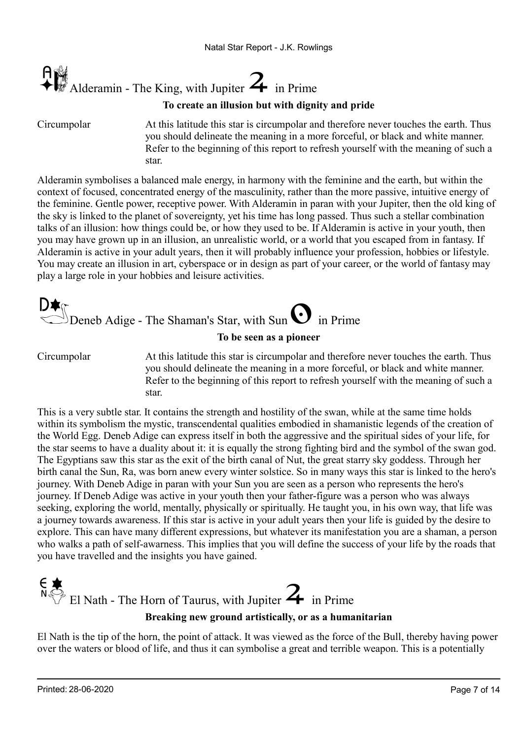## Alderamin - The King, with Jupiter ♃ in Prime

**To create an illusion but with dignity and pride**

Circumpolar — At this latitude this star is circumpolar and therefore never touches the earth. Thus you should delineate the meaning in a more forceful, or black and white manner. Refer to the beginning of this report to refresh yourself with the meaning of such a star.

Alderamin symbolises a balanced male energy, in harmony with the feminine and the earth, but within the context of focused, concentrated energy of the masculinity, rather than the more passive, intuitive energy of the feminine. Gentle power, receptive power. With Alderamin in paran with your Jupiter, then the old king of the sky is linked to the planet of sovereignty, yet his time has long passed. Thus such a stellar combination talks of an illusion: how things could be, or how they used to be. If Alderamin is active in your youth, then you may have grown up in an illusion, an unrealistic world, or a world that you escaped from in fantasy. If Alderamin is active in your adult years, then it will probably influence your profession, hobbies or lifestyle. You may create an illusion in art, cyberspace or in design as part of your career, or the world of fantasy may play a large role in your hobbies and leisure activities.

## Deneb Adige - The Shaman's Star, with Sun ☉ in Prime

**To be seen as a pioneer**

Circumpolar — At this latitude this star is circumpolar and therefore never touches the earth. Thus you should delineate the meaning in a more forceful, or black and white manner. Refer to the beginning of this report to refresh yourself with the meaning of such a star.

This is a very subtle star. It contains the strength and hostility of the swan, while at the same time holds within its symbolism the mystic, transcendental qualities embodied in shamanistic legends of the creation of the World Egg. Deneb Adige can express itself in both the aggressive and the spiritual sides of your life, for the star seems to have a duality about it: it is equally the strong fighting bird and the symbol of the swan god. The Egyptians saw this star as the exit of the birth canal of Nut, the great starry sky goddess. Through her birth canal the Sun, Ra, was born anew every winter solstice. So in many ways this star is linked to the hero's journey. With Deneb Adige in paran with your Sun you are seen as a person who represents the hero's journey. If Deneb Adige was active in your youth then your father-figure was a person who was always seeking, exploring the world, mentally, physically or spiritually. He taught you, in his own way, that life was a journey towards awareness. If this star is active in your adult years then your life is guided by the desire to explore. This can have many different expressions, but whatever its manifestation you are a shaman, a person who walks a path of self-awarness. This implies that you will define the success of your life by the roads that you have travelled and the insights you have gained.

## El Nath - The Horn of Taurus, with Jupiter ♃ in Prime

**Breaking new ground artistically, or as a humanitarian**

El Nath is the tip of the horn, the point of attack. It was viewed as the force of the Bull, thereby having power over the waters or blood of life, and thus it can symbolise a great and terrible weapon. This is a potentially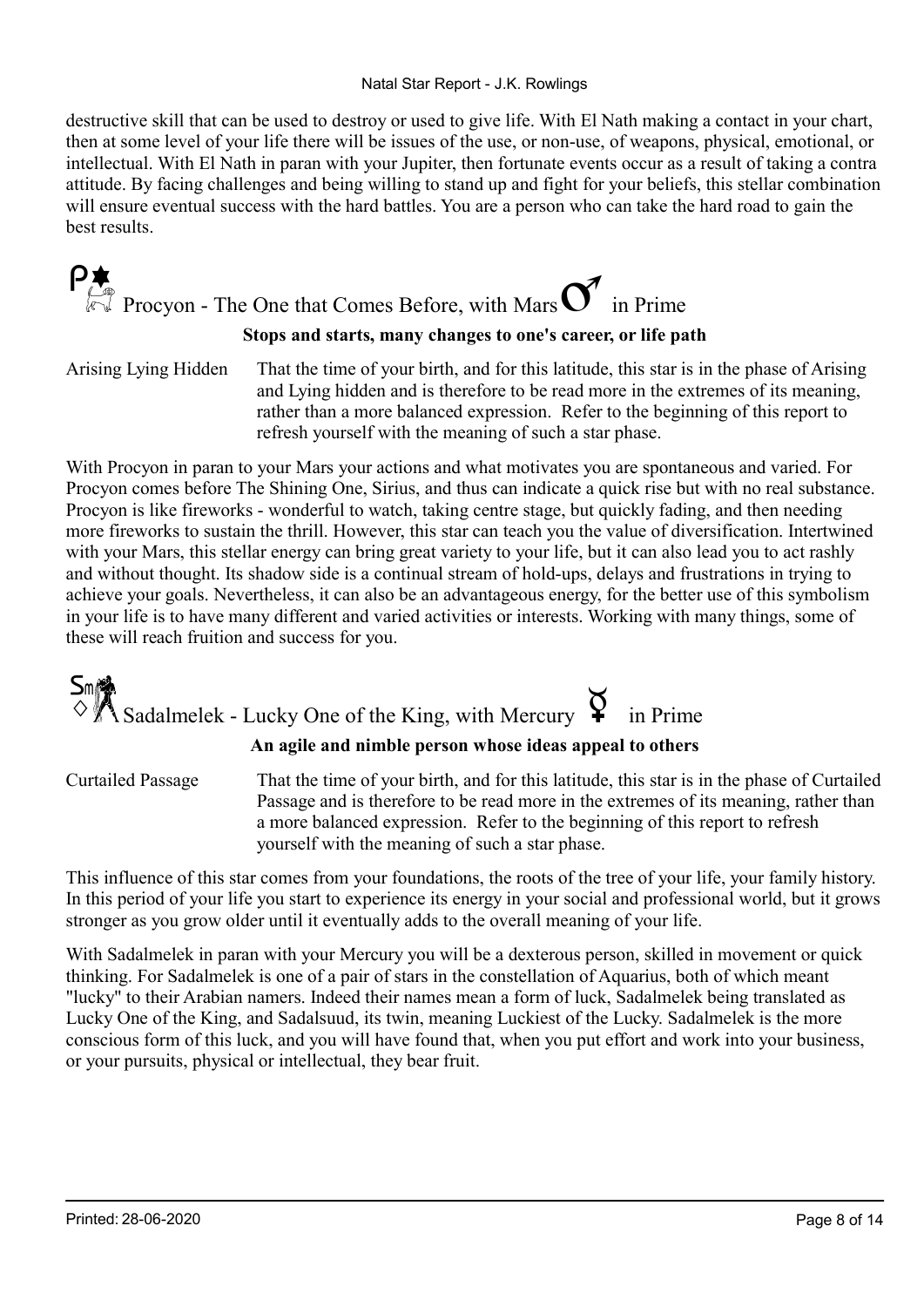destructive skill that can be used to destroy or used to give life. With El Nath making a contact in your chart, then at some level of your life there will be issues of the use, or non-use, of weapons, physical, emotional, or intellectual. With El Nath in paran with your Jupiter, then fortunate events occur as a result of taking a contra attitude. By facing challenges and being willing to stand up and fight for your beliefs, this stellar combination will ensure eventual success with the hard battles. You are a person who can take the hard road to gain the best results.

## Procyon - The One that Comes Before, with Mars ♂ in Prime

**Stops and starts, many changes to one's career, or life path**

Arising Lying Hidden — That the time of your birth, and for this latitude, this star is in the phase of Arising and Lying hidden and is therefore to be read more in the extremes of its meaning, rather than a more balanced expression. Refer to the beginning of this report to refresh yourself with the meaning of such a star phase.

With Procyon in paran to your Mars your actions and what motivates you are spontaneous and varied. For Procyon comes before The Shining One, Sirius, and thus can indicate a quick rise but with no real substance. Procyon is like fireworks - wonderful to watch, taking centre stage, but quickly fading, and then needing more fireworks to sustain the thrill. However, this star can teach you the value of diversification. Intertwined with your Mars, this stellar energy can bring great variety to your life, but it can also lead you to act rashly and without thought. Its shadow side is a continual stream of hold-ups, delays and frustrations in trying to achieve your goals. Nevertheless, it can also be an advantageous energy, for the better use of this symbolism in your life is to have many different and varied activities or interests. Working with many things, some of these will reach fruition and success for you.

## Sadalmelek - Lucky One of the King, with Mercury ☿ in Prime

**An agile and nimble person whose ideas appeal to others**

Curtailed Passage — That the time of your birth, and for this latitude, this star is in the phase of Curtailed Passage and is therefore to be read more in the extremes of its meaning, rather than a more balanced expression. Refer to the beginning of this report to refresh yourself with the meaning of such a star phase.

This influence of this star comes from your foundations, the roots of the tree of your life, your family history. In this period of your life you start to experience its energy in your social and professional world, but it grows stronger as you grow older until it eventually adds to the overall meaning of your life.

With Sadalmelek in paran with your Mercury you will be a dexterous person, skilled in movement or quick thinking. For Sadalmelek is one of a pair of stars in the constellation of Aquarius, both of which meant "lucky" to their Arabian namers. Indeed their names mean a form of luck, Sadalmelek being translated as Lucky One of the King, and Sadalsuud, its twin, meaning Luckiest of the Lucky. Sadalmelek is the more conscious form of this luck, and you will have found that, when you put effort and work into your business, or your pursuits, physical or intellectual, they bear fruit.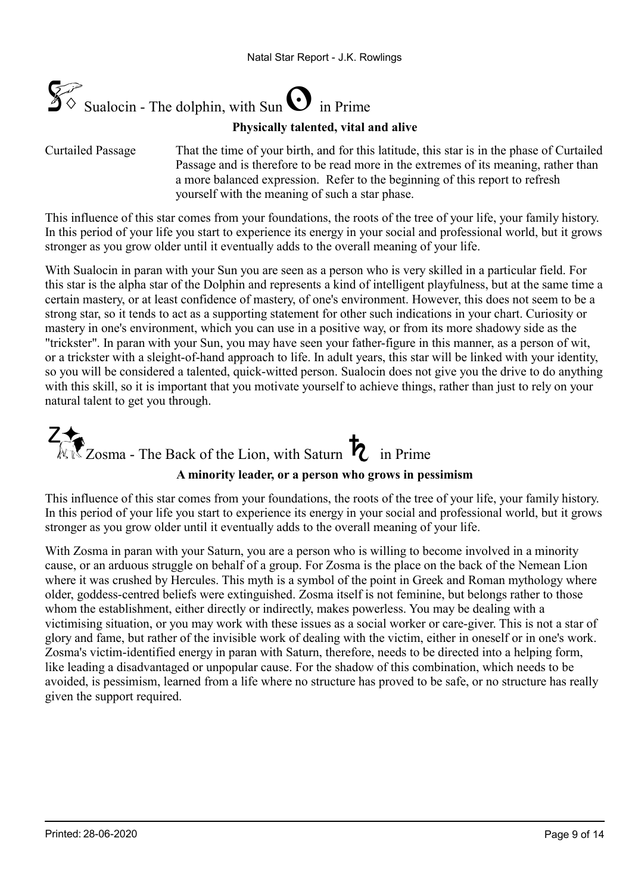## Sualocin - The dolphin, with Sun in Prime

**Physically talented, vital and alive**

Curtailed Passage — That the time of your birth, and for this latitude, this star is in the phase of Curtailed Passage and is therefore to be read more in the extremes of its meaning, rather than a more balanced expression. Refer to the beginning of this report to refresh yourself with the meaning of such a star phase.

This influence of this star comes from your foundations, the roots of the tree of your life, your family history. In this period of your life you start to experience its energy in your social and professional world, but it grows stronger as you grow older until it eventually adds to the overall meaning of your life.

With Sualocin in paran with your Sun you are seen as a person who is very skilled in a particular field. For this star is the alpha star of the Dolphin and represents a kind of intelligent playfulness, but at the same time a certain mastery, or at least confidence of mastery, of one's environment. However, this does not seem to be a strong star, so it tends to act as a supporting statement for other such indications in your chart. Curiosity or mastery in one's environment, which you can use in a positive way, or from its more shadowy side as the "trickster". In paran with your Sun, you may have seen your father-figure in this manner, as a person of wit, or a trickster with a sleight-of-hand approach to life. In adult years, this star will be linked with your identity, so you will be considered a talented, quick-witted person. Sualocin does not give you the drive to do anything with this skill, so it is important that you motivate yourself to achieve things, rather than just to rely on your natural talent to get you through.

## Zosma - The Back of the Lion, with Saturn in Prime

**A minority leader, or a person who grows in pessimism**

This influence of this star comes from your foundations, the roots of the tree of your life, your family history. In this period of your life you start to experience its energy in your social and professional world, but it grows stronger as you grow older until it eventually adds to the overall meaning of your life.

With Zosma in paran with your Saturn, you are a person who is willing to become involved in a minority cause, or an arduous struggle on behalf of a group. For Zosma is the place on the back of the Nemean Lion where it was crushed by Hercules. This myth is a symbol of the point in Greek and Roman mythology where older, goddess-centred beliefs were extinguished. Zosma itself is not feminine, but belongs rather to those whom the establishment, either directly or indirectly, makes powerless. You may be dealing with a victimising situation, or you may work with these issues as a social worker or care-giver. This is not a star of glory and fame, but rather of the invisible work of dealing with the victim, either in oneself or in one's work. Zosma's victim-identified energy in paran with Saturn, therefore, needs to be directed into a helping form, like leading a disadvantaged or unpopular cause. For the shadow of this combination, which needs to be avoided, is pessimism, learned from a life where no structure has proved to be safe, or no structure has really given the support required.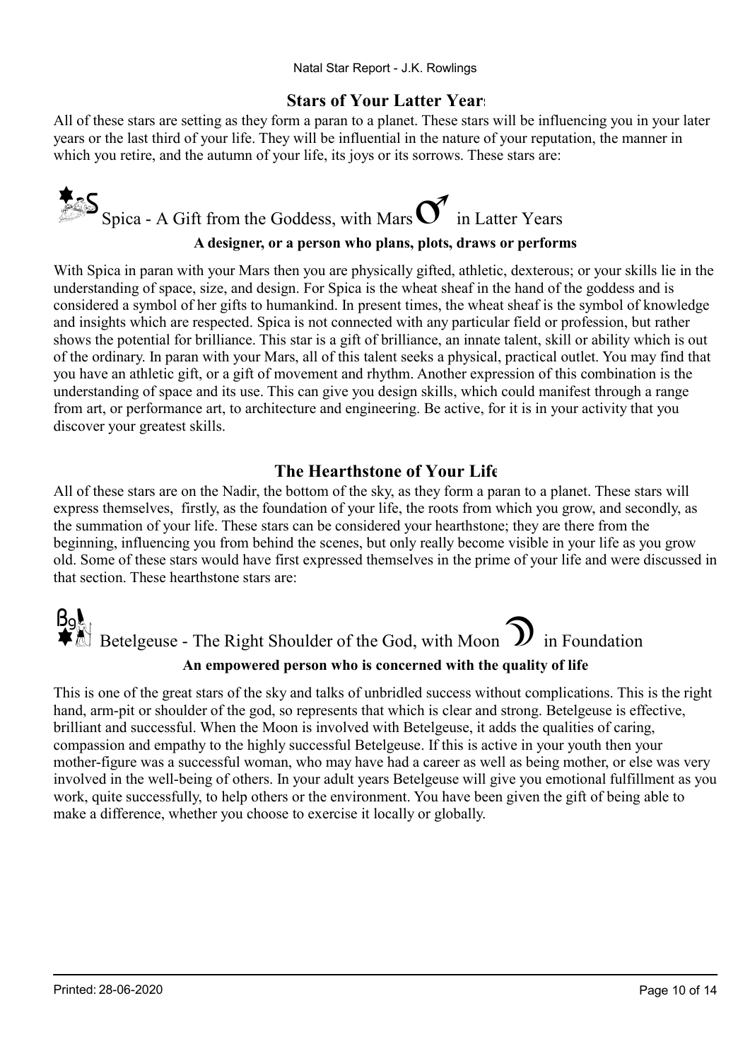## Stars of Your Latter Years

All of these stars are setting as they form a paran to a planet. These stars will be influencing you in your later years or the last third of your life. They will be influential in the nature of your reputation, the manner in which you retire, and the autumn of your life, its joys or its sorrows. These stars are:

### Spica - A Gift from the Goddess, with Mars ♂ in Latter Years

**A designer, or a person who plans, plots, draws or performs**

With Spica in paran with your Mars then you are physically gifted, athletic, dexterous; or your skills lie in the understanding of space, size, and design. For Spica is the wheat sheaf in the hand of the goddess and is considered a symbol of her gifts to humankind. In present times, the wheat sheaf is the symbol of knowledge and insights which are respected. Spica is not connected with any particular field or profession, but rather shows the potential for brilliance. This star is a gift of brilliance, an innate talent, skill or ability which is out of the ordinary. In paran with your Mars, all of this talent seeks a physical, practical outlet. You may find that you have an athletic gift, or a gift of movement and rhythm. Another expression of this combination is the understanding of space and its use. This can give you design skills, which could manifest through a range from art, or performance art, to architecture and engineering. Be active, for it is in your activity that you discover your greatest skills.

## The Hearthstone of Your Life

All of these stars are on the Nadir, the bottom of the sky, as they form a paran to a planet. These stars will express themselves, firstly, as the foundation of your life, the roots from which you grow, and secondly, as the summation of your life. These stars can be considered your hearthstone; they are there from the beginning, influencing you from behind the scenes, but only really become visible in your life as you grow old. Some of these stars would have first expressed themselves in the prime of your life and were discussed in that section. These hearthstone stars are:

### Betelgeuse - The Right Shoulder of the God, with Moon ☽ in Foundation

**An empowered person who is concerned with the quality of life**

This is one of the great stars of the sky and talks of unbridled success without complications. This is the right hand, arm-pit or shoulder of the god, so represents that which is clear and strong. Betelgeuse is effective, brilliant and successful. When the Moon is involved with Betelgeuse, it adds the qualities of caring, compassion and empathy to the highly successful Betelgeuse. If this is active in your youth then your mother-figure was a successful woman, who may have had a career as well as being mother, or else was very involved in the well-being of others. In your adult years Betelgeuse will give you emotional fulfillment as you work, quite successfully, to help others or the environment. You have been given the gift of being able to make a difference, whether you choose to exercise it locally or globally.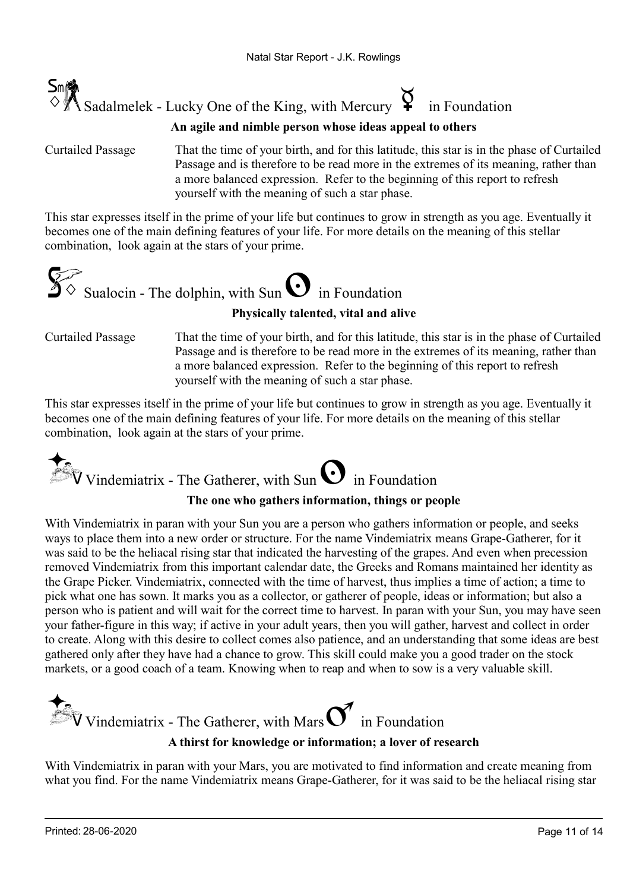## Sadalmelek - Lucky One of the King, with Mercury ☿ in Foundation

**An agile and nimble person whose ideas appeal to others**

Curtailed Passage — That the time of your birth, and for this latitude, this star is in the phase of Curtailed Passage and is therefore to be read more in the extremes of its meaning, rather than a more balanced expression. Refer to the beginning of this report to refresh yourself with the meaning of such a star phase.

This star expresses itself in the prime of your life but continues to grow in strength as you age. Eventually it becomes one of the main defining features of your life. For more details on the meaning of this stellar combination, look again at the stars of your prime.

## Sualocin - The dolphin, with Sun ☉ in Foundation

**Physically talented, vital and alive**

Curtailed Passage — That the time of your birth, and for this latitude, this star is in the phase of Curtailed Passage and is therefore to be read more in the extremes of its meaning, rather than a more balanced expression. Refer to the beginning of this report to refresh yourself with the meaning of such a star phase.

This star expresses itself in the prime of your life but continues to grow in strength as you age. Eventually it becomes one of the main defining features of your life. For more details on the meaning of this stellar combination, look again at the stars of your prime.

## Vindemiatrix - The Gatherer, with Sun ☉ in Foundation

**The one who gathers information, things or people**

With Vindemiatrix in paran with your Sun you are a person who gathers information or people, and seeks ways to place them into a new order or structure. For the name Vindemiatrix means Grape-Gatherer, for it was said to be the heliacal rising star that indicated the harvesting of the grapes. And even when precession removed Vindemiatrix from this important calendar date, the Greeks and Romans maintained her identity as the Grape Picker. Vindemiatrix, connected with the time of harvest, thus implies a time of action; a time to pick what one has sown. It marks you as a collector, or gatherer of people, ideas or information; but also a person who is patient and will wait for the correct time to harvest. In paran with your Sun, you may have seen your father-figure in this way; if active in your adult years, then you will gather, harvest and collect in order to create. Along with this desire to collect comes also patience, and an understanding that some ideas are best gathered only after they have had a chance to grow. This skill could make you a good trader on the stock markets, or a good coach of a team. Knowing when to reap and when to sow is a very valuable skill.

## Vindemiatrix - The Gatherer, with Mars ♂ in Foundation

**A thirst for knowledge or information; a lover of research**

With Vindemiatrix in paran with your Mars, you are motivated to find information and create meaning from what you find. For the name Vindemiatrix means Grape-Gatherer, for it was said to be the heliacal rising star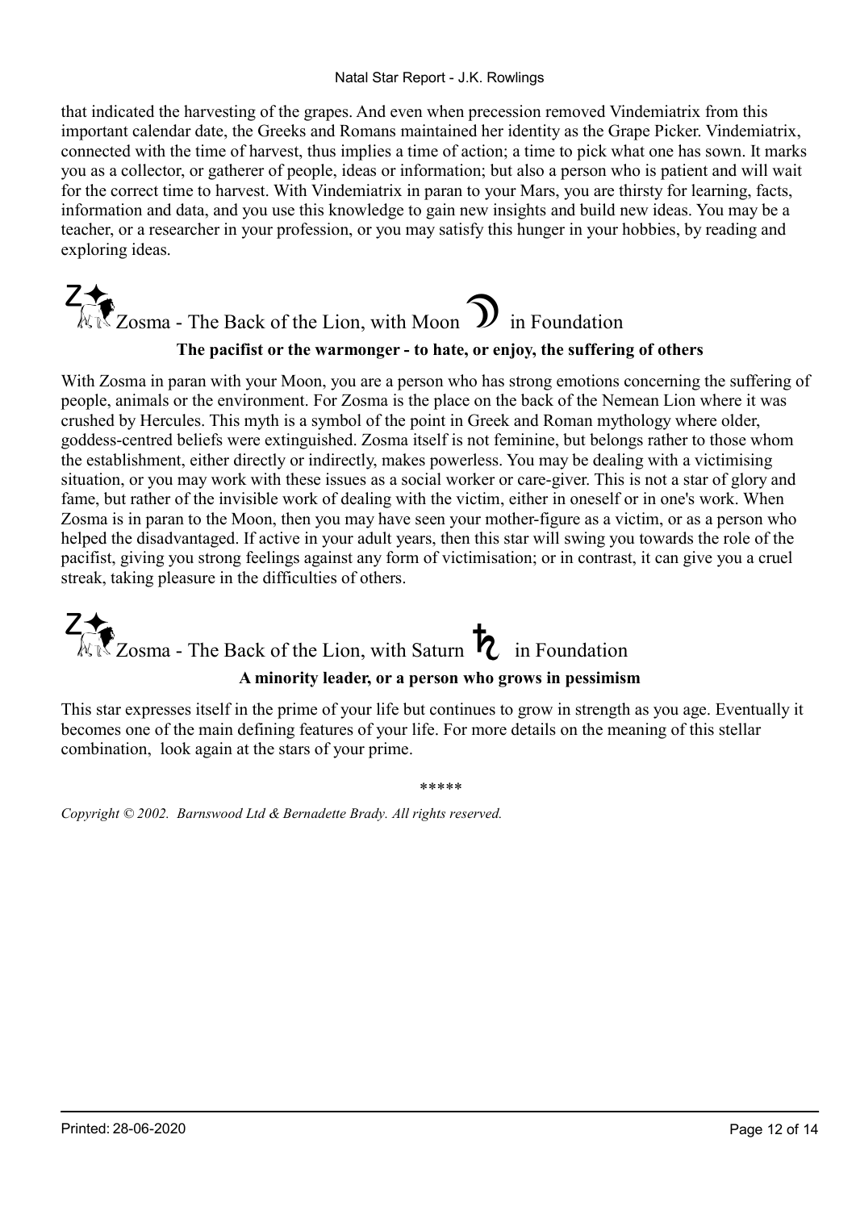that indicated the harvesting of the grapes. And even when precession removed Vindemiatrix from this important calendar date, the Greeks and Romans maintained her identity as the Grape Picker. Vindemiatrix, connected with the time of harvest, thus implies a time of action; a time to pick what one has sown. It marks you as a collector, or gatherer of people, ideas or information; but also a person who is patient and will wait for the correct time to harvest. With Vindemiatrix in paran to your Mars, you are thirsty for learning, facts, information and data, and you use this knowledge to gain new insights and build new ideas. You may be a teacher, or a researcher in your profession, or you may satisfy this hunger in your hobbies, by reading and exploring ideas.

## Zosma - The Back of the Lion, with Moon ☽ in Foundation

**The pacifist or the warmonger - to hate, or enjoy, the suffering of others**

With Zosma in paran with your Moon, you are a person who has strong emotions concerning the suffering of people, animals or the environment. For Zosma is the place on the back of the Nemean Lion where it was crushed by Hercules. This myth is a symbol of the point in Greek and Roman mythology where older, goddess-centred beliefs were extinguished. Zosma itself is not feminine, but belongs rather to those whom the establishment, either directly or indirectly, makes powerless. You may be dealing with a victimising situation, or you may work with these issues as a social worker or care-giver. This is not a star of glory and fame, but rather of the invisible work of dealing with the victim, either in oneself or in one's work. When Zosma is in paran to the Moon, then you may have seen your mother-figure as a victim, or as a person who helped the disadvantaged. If active in your adult years, then this star will swing you towards the role of the pacifist, giving you strong feelings against any form of victimisation; or in contrast, it can give you a cruel streak, taking pleasure in the difficulties of others.

## Zosma - The Back of the Lion, with Saturn ♄ in Foundation

**A minority leader, or a person who grows in pessimism**

This star expresses itself in the prime of your life but continues to grow in strength as you age. Eventually it becomes one of the main defining features of your life. For more details on the meaning of this stellar combination, look again at the stars of your prime.

*****

*Copyright © 2002. Barnswood Ltd & Bernadette Brady. All rights reserved.*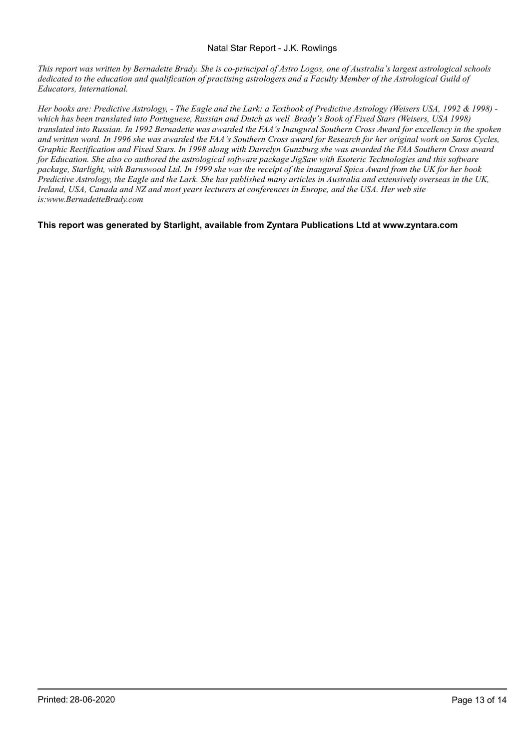*This report was written by Bernadette Brady. She is co-principal of Astro Logos, one of Australia's largest astrological schools dedicated to the education and qualification of practising astrologers and a Faculty Member of the Astrological Guild of Educators, International.*

*Her books are: Predictive Astrology, - The Eagle and the Lark: a Textbook of Predictive Astrology (Weisers USA, 1992 & 1998) - which has been translated into Portuguese, Russian and Dutch as well Brady's Book of Fixed Stars (Weisers, USA 1998) translated into Russian. In 1992 Bernadette was awarded the FAA's Inaugural Southern Cross Award for excellency in the spoken and written word. In 1996 she was awarded the FAA's Southern Cross award for Research for her original work on Saros Cycles, Graphic Rectification and Fixed Stars. In 1998 along with Darrelyn Gunzburg she was awarded the FAA Southern Cross award for Education. She also co authored the astrological software package JigSaw with Esoteric Technologies and this software package, Starlight, with Barnswood Ltd. In 1999 she was the receipt of the inaugural Spica Award from the UK for her book Predictive Astrology, the Eagle and the Lark. She has published many articles in Australia and extensively overseas in the UK, Ireland, USA, Canada and NZ and most years lecturers at conferences in Europe, and the USA. Her web site is:www.BernadetteBrady.com*

**This report was generated by Starlight, available from Zyntara Publications Ltd at www.zyntara.com**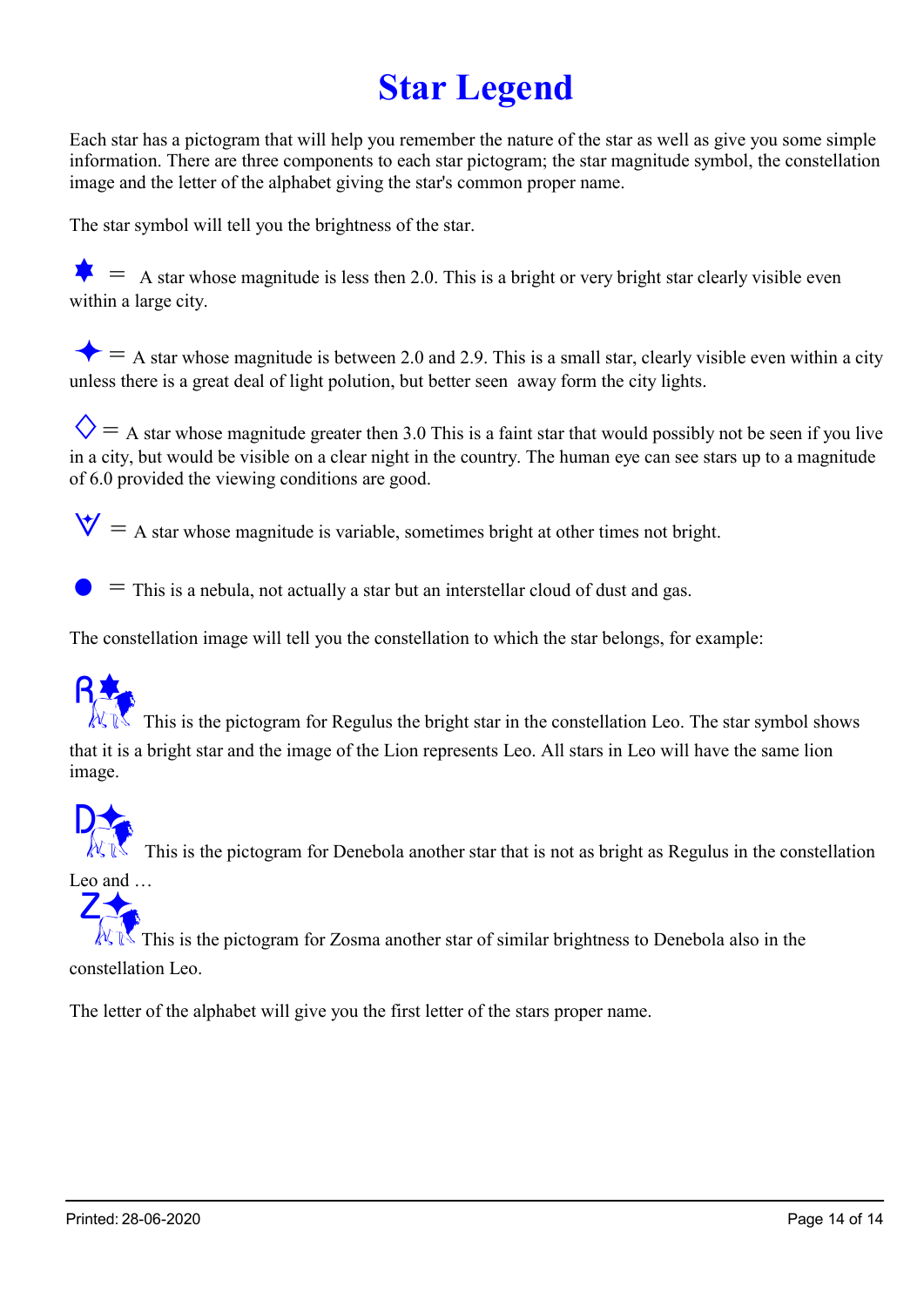# Star Legend

Each star has a pictogram that will help you remember the nature of the star as well as give you some simple information. There are three components to each star pictogram; the star magnitude symbol, the constellation image and the letter of the alphabet giving the star's common proper name.

The star symbol will tell you the brightness of the star.

= A star whose magnitude is less then 2.0. This is a bright or very bright star clearly visible even within a large city.

= A star whose magnitude is between 2.0 and 2.9. This is a small star, clearly visible even within a city unless there is a great deal of light polution, but better seen away form the city lights.

= A star whose magnitude greater then 3.0 This is a faint star that would possibly not be seen if you live in a city, but would be visible on a clear night in the country. The human eye can see stars up to a magnitude of 6.0 provided the viewing conditions are good.

= A star whose magnitude is variable, sometimes bright at other times not bright.

= This is a nebula, not actually a star but an interstellar cloud of dust and gas.

The constellation image will tell you the constellation to which the star belongs, for example:

This is the pictogram for Regulus the bright star in the constellation Leo. The star symbol shows that it is a bright star and the image of the Lion represents Leo. All stars in Leo will have the same lion image.

This is the pictogram for Denebola another star that is not as bright as Regulus in the constellation Leo and …

This is the pictogram for Zosma another star of similar brightness to Denebola also in the constellation Leo.

The letter of the alphabet will give you the first letter of the stars proper name.